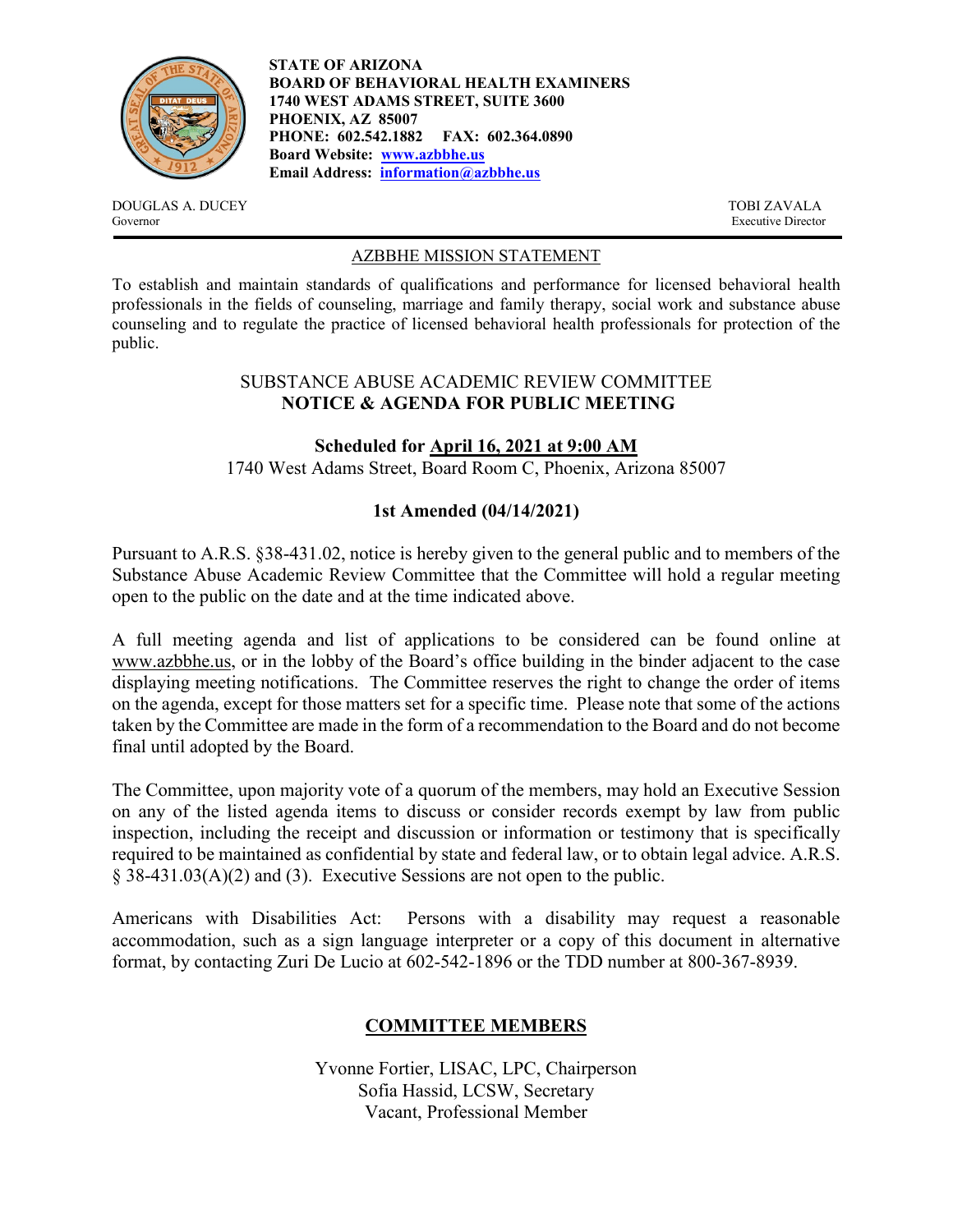**STATE OF ARIZONA**
**BOARD OF BEHAVIORAL HEALTH EXAMINERS**
**1740 WEST ADAMS STREET, SUITE 3600**
**PHOENIX, AZ 85007**
**PHONE: 602.542.1882 FAX: 602.364.0890**
**Board Website: [www.azbbhe.us](www.azbbhe.us)**
**Email Address: [information@azbbhe.us](mailto:information@azbbhe.us)**

DOUGLAS A. DUCEY
Governor

TOBI ZAVALA
Executive Director

## AZBBHE MISSION STATEMENT

To establish and maintain standards of qualifications and performance for licensed behavioral health professionals in the fields of counseling, marriage and family therapy, social work and substance abuse counseling and to regulate the practice of licensed behavioral health professionals for protection of the public.

## SUBSTANCE ABUSE ACADEMIC REVIEW COMMITTEE
## **NOTICE & AGENDA FOR PUBLIC MEETING**

**Scheduled for April 16, 2021 at 9:00 AM**

1740 West Adams Street, Board Room C, Phoenix, Arizona 85007

**1st Amended (04/14/2021)**

Pursuant to A.R.S. §38-431.02, notice is hereby given to the general public and to members of the Substance Abuse Academic Review Committee that the Committee will hold a regular meeting open to the public on the date and at the time indicated above.

A full meeting agenda and list of applications to be considered can be found online at www.azbbhe.us, or in the lobby of the Board's office building in the binder adjacent to the case displaying meeting notifications. The Committee reserves the right to change the order of items on the agenda, except for those matters set for a specific time. Please note that some of the actions taken by the Committee are made in the form of a recommendation to the Board and do not become final until adopted by the Board.

The Committee, upon majority vote of a quorum of the members, may hold an Executive Session on any of the listed agenda items to discuss or consider records exempt by law from public inspection, including the receipt and discussion or information or testimony that is specifically required to be maintained as confidential by state and federal law, or to obtain legal advice. A.R.S. § 38-431.03(A)(2) and (3). Executive Sessions are not open to the public.

Americans with Disabilities Act: Persons with a disability may request a reasonable accommodation, such as a sign language interpreter or a copy of this document in alternative format, by contacting Zuri De Lucio at 602-542-1896 or the TDD number at 800-367-8939.

## **COMMITTEE MEMBERS**

Yvonne Fortier, LISAC, LPC, Chairperson
Sofia Hassid, LCSW, Secretary
Vacant, Professional Member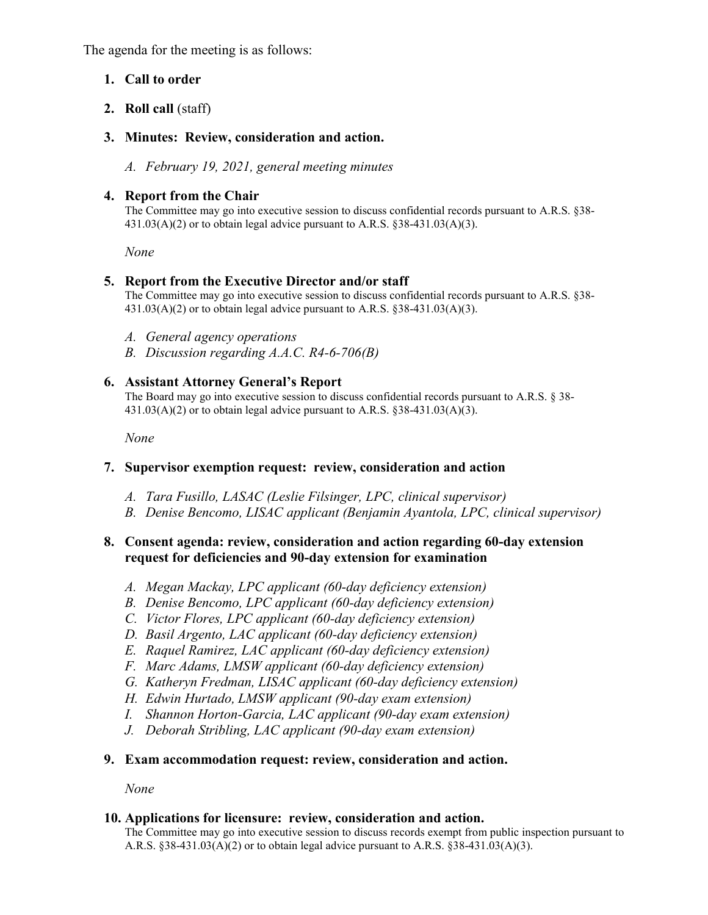The agenda for the meeting is as follows:

1. **Call to order**
2. **Roll call** (staff)
3. **Minutes: Review, consideration and action.**
   - *A. February 19, 2021, general meeting minutes*
4. **Report from the Chair**
   The Committee may go into executive session to discuss confidential records pursuant to A.R.S. §38-431.03(A)(2) or to obtain legal advice pursuant to A.R.S. §38-431.03(A)(3).

   *None*
5. **Report from the Executive Director and/or staff**
   The Committee may go into executive session to discuss confidential records pursuant to A.R.S. §38-431.03(A)(2) or to obtain legal advice pursuant to A.R.S. §38-431.03(A)(3).
   - *A. General agency operations*
   - *B. Discussion regarding A.A.C. R4-6-706(B)*
6. **Assistant Attorney General's Report**
   The Board may go into executive session to discuss confidential records pursuant to A.R.S. § 38-431.03(A)(2) or to obtain legal advice pursuant to A.R.S. §38-431.03(A)(3).

   *None*
7. **Supervisor exemption request: review, consideration and action**
   - *A. Tara Fusillo, LASAC (Leslie Filsinger, LPC, clinical supervisor)*
   - *B. Denise Bencomo, LISAC applicant (Benjamin Ayantola, LPC, clinical supervisor)*
8. **Consent agenda: review, consideration and action regarding 60-day extension request for deficiencies and 90-day extension for examination**
   - *A. Megan Mackay, LPC applicant (60-day deficiency extension)*
   - *B. Denise Bencomo, LPC applicant (60-day deficiency extension)*
   - *C. Victor Flores, LPC applicant (60-day deficiency extension)*
   - *D. Basil Argento, LAC applicant (60-day deficiency extension)*
   - *E. Raquel Ramirez, LAC applicant (60-day deficiency extension)*
   - *F. Marc Adams, LMSW applicant (60-day deficiency extension)*
   - *G. Katheryn Fredman, LISAC applicant (60-day deficiency extension)*
   - *H. Edwin Hurtado, LMSW applicant (90-day exam extension)*
   - *I. Shannon Horton-Garcia, LAC applicant (90-day exam extension)*
   - *J. Deborah Stribling, LAC applicant (90-day exam extension)*
9. **Exam accommodation request: review, consideration and action.**

   *None*
10. **Applications for licensure: review, consideration and action.**
    The Committee may go into executive session to discuss records exempt from public inspection pursuant to A.R.S. §38-431.03(A)(2) or to obtain legal advice pursuant to A.R.S. §38-431.03(A)(3).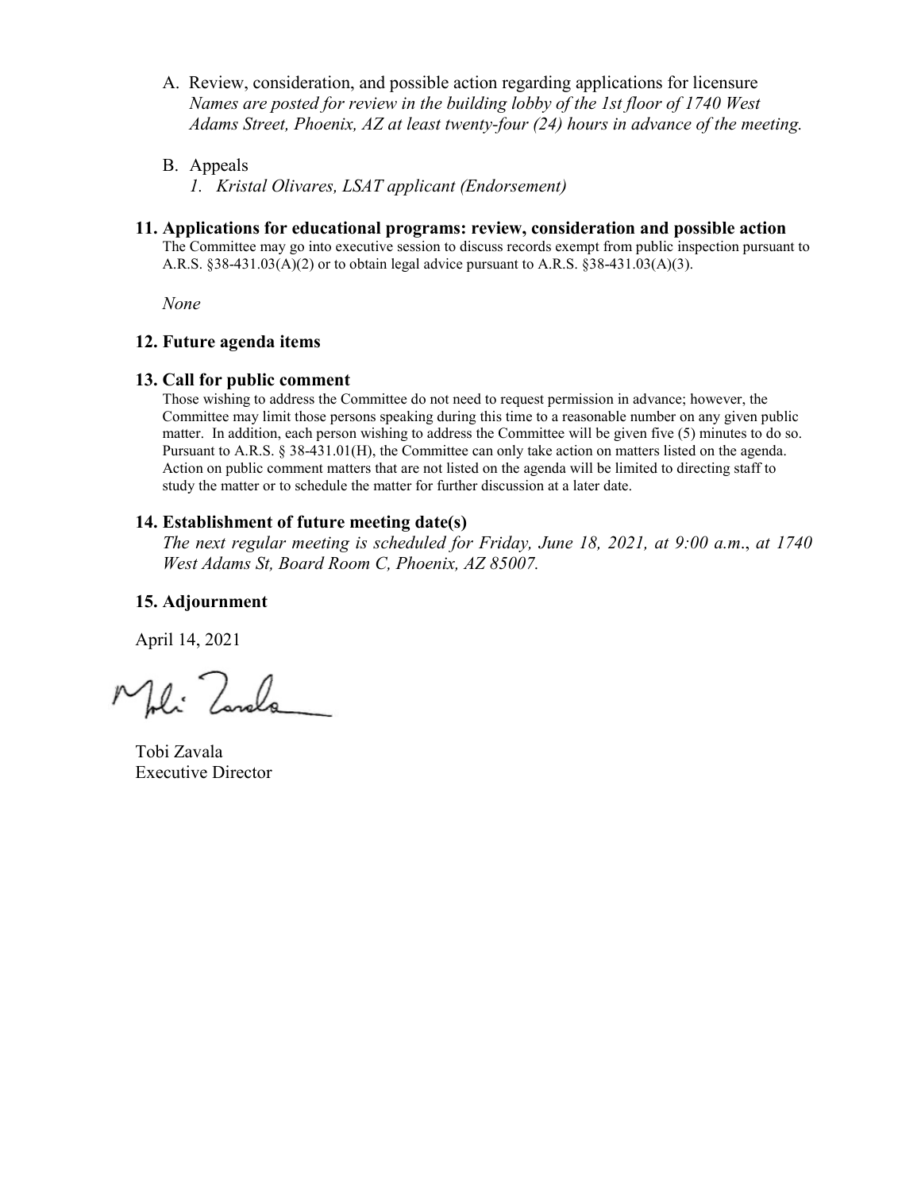A. Review, consideration, and possible action regarding applications for licensure
*Names are posted for review in the building lobby of the 1st floor of 1740 West Adams Street, Phoenix, AZ at least twenty-four (24) hours in advance of the meeting.*

B. Appeals
   1. *Kristal Olivares, LSAT applicant (Endorsement)*

## 11. Applications for educational programs: review, consideration and possible action

The Committee may go into executive session to discuss records exempt from public inspection pursuant to A.R.S. §38-431.03(A)(2) or to obtain legal advice pursuant to A.R.S. §38-431.03(A)(3).

*None*

## 12. Future agenda items

## 13. Call for public comment

Those wishing to address the Committee do not need to request permission in advance; however, the Committee may limit those persons speaking during this time to a reasonable number on any given public matter. In addition, each person wishing to address the Committee will be given five (5) minutes to do so. Pursuant to A.R.S. § 38-431.01(H), the Committee can only take action on matters listed on the agenda. Action on public comment matters that are not listed on the agenda will be limited to directing staff to study the matter or to schedule the matter for further discussion at a later date.

## 14. Establishment of future meeting date(s)

*The next regular meeting is scheduled for Friday, June 18, 2021, at 9:00 a.m., at 1740 West Adams St, Board Room C, Phoenix, AZ 85007.*

## 15. Adjournment

April 14, 2021

Tobi Zavala
Executive Director